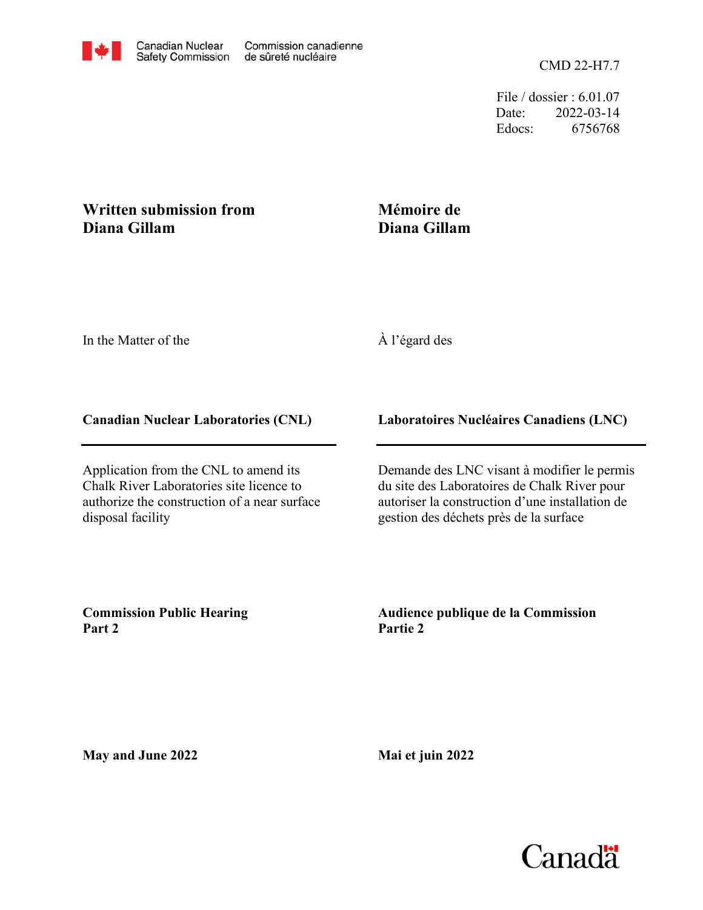Canadian Nuclear Safety Commission | Commission canadienne de sûreté nucléaire

CMD 22-H7.7

File / dossier : 6.01.07
Date: 2022-03-14
Edocs: 6756768

**Written submission from Diana Gillam**

**Mémoire de Diana Gillam**

In the Matter of the

À l'égard des

**Canadian Nuclear Laboratories (CNL)**

**Laboratoires Nucléaires Canadiens (LNC)**

Application from the CNL to amend its Chalk River Laboratories site licence to authorize the construction of a near surface disposal facility

Demande des LNC visant à modifier le permis du site des Laboratoires de Chalk River pour autoriser la construction d'une installation de gestion des déchets près de la surface

**Commission Public Hearing Part 2**

**Audience publique de la Commission Partie 2**

**May and June 2022**

**Mai et juin 2022**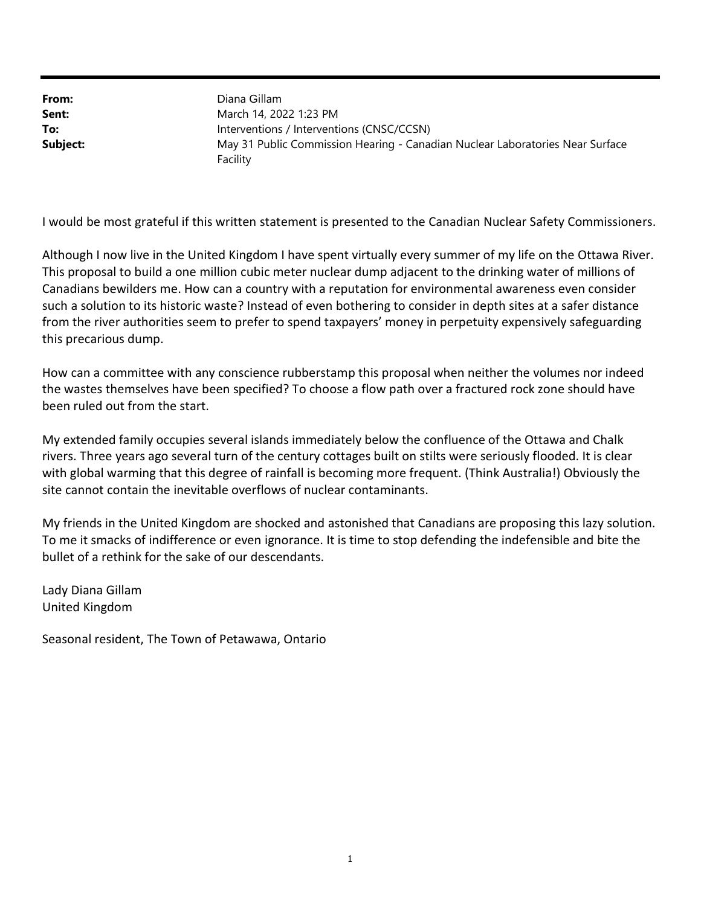**From:** Diana Gillam
**Sent:** March 14, 2022 1:23 PM
**To:** Interventions / Interventions (CNSC/CCSN)
**Subject:** May 31 Public Commission Hearing - Canadian Nuclear Laboratories Near Surface Facility

I would be most grateful if this written statement is presented to the Canadian Nuclear Safety Commissioners.

Although I now live in the United Kingdom I have spent virtually every summer of my life on the Ottawa River. This proposal to build a one million cubic meter nuclear dump adjacent to the drinking water of millions of Canadians bewilders me. How can a country with a reputation for environmental awareness even consider such a solution to its historic waste? Instead of even bothering to consider in depth sites at a safer distance from the river authorities seem to prefer to spend taxpayers' money in perpetuity expensively safeguarding this precarious dump.

How can a committee with any conscience rubberstamp this proposal when neither the volumes nor indeed the wastes themselves have been specified? To choose a flow path over a fractured rock zone should have been ruled out from the start.

My extended family occupies several islands immediately below the confluence of the Ottawa and Chalk rivers. Three years ago several turn of the century cottages built on stilts were seriously flooded. It is clear with global warming that this degree of rainfall is becoming more frequent. (Think Australia!) Obviously the site cannot contain the inevitable overflows of nuclear contaminants.

My friends in the United Kingdom are shocked and astonished that Canadians are proposing this lazy solution. To me it smacks of indifference or even ignorance. It is time to stop defending the indefensible and bite the bullet of a rethink for the sake of our descendants.

Lady Diana Gillam
United Kingdom

Seasonal resident, The Town of Petawawa, Ontario